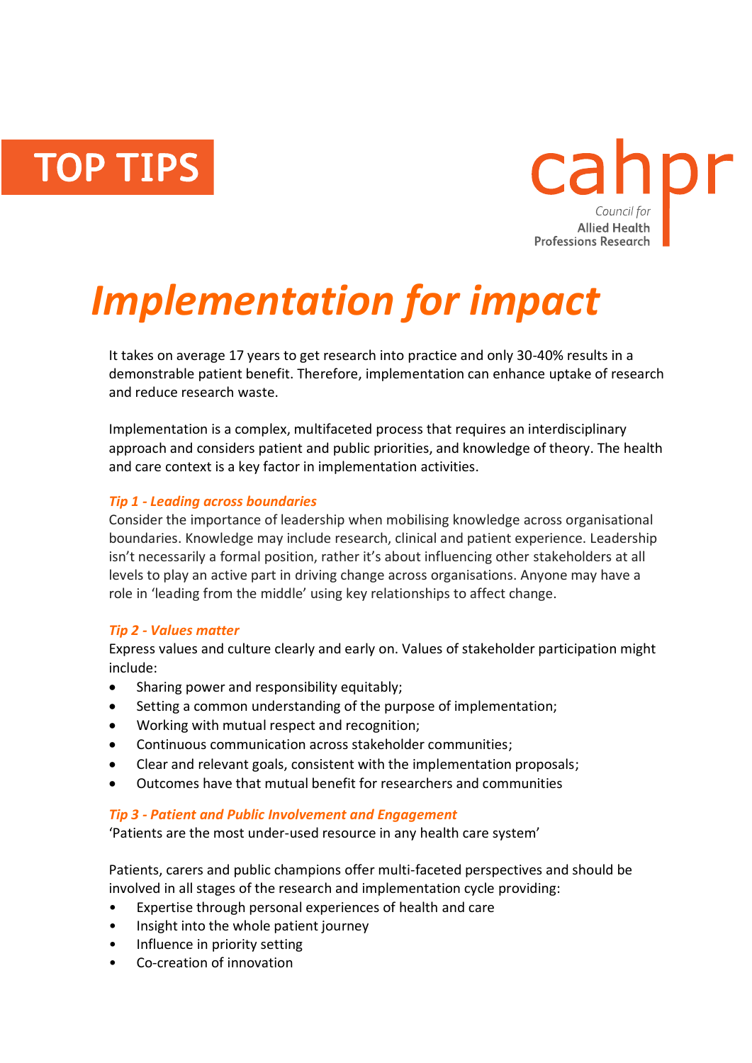TOP TIPS

cahpr
Council for
Allied Health
Professions Research

# *Implementation for impact*

It takes on average 17 years to get research into practice and only 30-40% results in a demonstrable patient benefit. Therefore, implementation can enhance uptake of research and reduce research waste.

Implementation is a complex, multifaceted process that requires an interdisciplinary approach and considers patient and public priorities, and knowledge of theory. The health and care context is a key factor in implementation activities.

### *Tip 1 - Leading across boundaries*

Consider the importance of leadership when mobilising knowledge across organisational boundaries. Knowledge may include research, clinical and patient experience. Leadership isn't necessarily a formal position, rather it's about influencing other stakeholders at all levels to play an active part in driving change across organisations. Anyone may have a role in 'leading from the middle' using key relationships to affect change.

### *Tip 2 - Values matter*

Express values and culture clearly and early on. Values of stakeholder participation might include:

- Sharing power and responsibility equitably;
- Setting a common understanding of the purpose of implementation;
- Working with mutual respect and recognition;
- Continuous communication across stakeholder communities;
- Clear and relevant goals, consistent with the implementation proposals;
- Outcomes have that mutual benefit for researchers and communities

### *Tip 3 - Patient and Public Involvement and Engagement*

'Patients are the most under-used resource in any health care system'

Patients, carers and public champions offer multi-faceted perspectives and should be involved in all stages of the research and implementation cycle providing:

- Expertise through personal experiences of health and care
- Insight into the whole patient journey
- Influence in priority setting
- Co-creation of innovation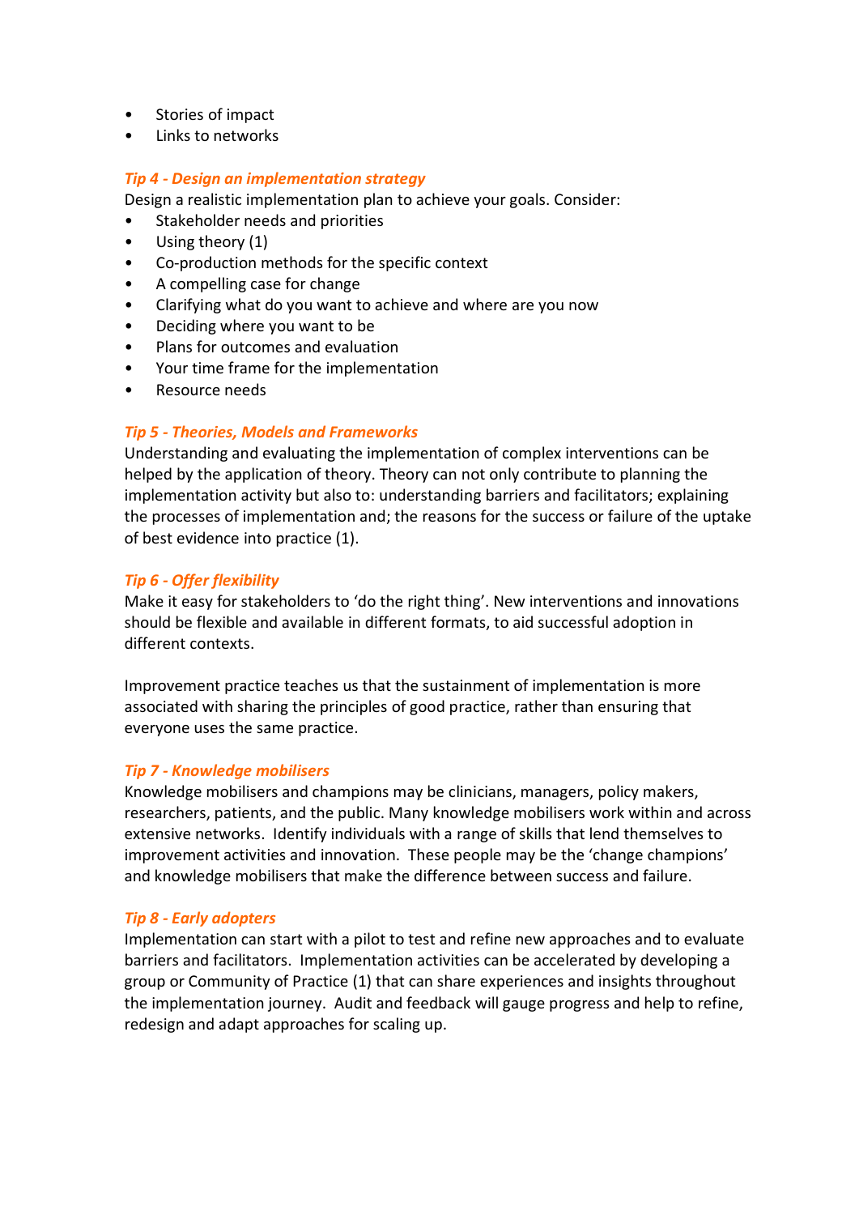- Stories of impact
- Links to networks

### *Tip 4 - Design an implementation strategy*

Design a realistic implementation plan to achieve your goals. Consider:

- Stakeholder needs and priorities
- Using theory (1)
- Co-production methods for the specific context
- A compelling case for change
- Clarifying what do you want to achieve and where are you now
- Deciding where you want to be
- Plans for outcomes and evaluation
- Your time frame for the implementation
- Resource needs

### *Tip 5 - Theories, Models and Frameworks*

Understanding and evaluating the implementation of complex interventions can be helped by the application of theory. Theory can not only contribute to planning the implementation activity but also to: understanding barriers and facilitators; explaining the processes of implementation and; the reasons for the success or failure of the uptake of best evidence into practice (1).

### *Tip 6 - Offer flexibility*

Make it easy for stakeholders to 'do the right thing'. New interventions and innovations should be flexible and available in different formats, to aid successful adoption in different contexts.

Improvement practice teaches us that the sustainment of implementation is more associated with sharing the principles of good practice, rather than ensuring that everyone uses the same practice.

### *Tip 7 - Knowledge mobilisers*

Knowledge mobilisers and champions may be clinicians, managers, policy makers, researchers, patients, and the public. Many knowledge mobilisers work within and across extensive networks. Identify individuals with a range of skills that lend themselves to improvement activities and innovation. These people may be the 'change champions' and knowledge mobilisers that make the difference between success and failure.

### *Tip 8 - Early adopters*

Implementation can start with a pilot to test and refine new approaches and to evaluate barriers and facilitators. Implementation activities can be accelerated by developing a group or Community of Practice (1) that can share experiences and insights throughout the implementation journey. Audit and feedback will gauge progress and help to refine, redesign and adapt approaches for scaling up.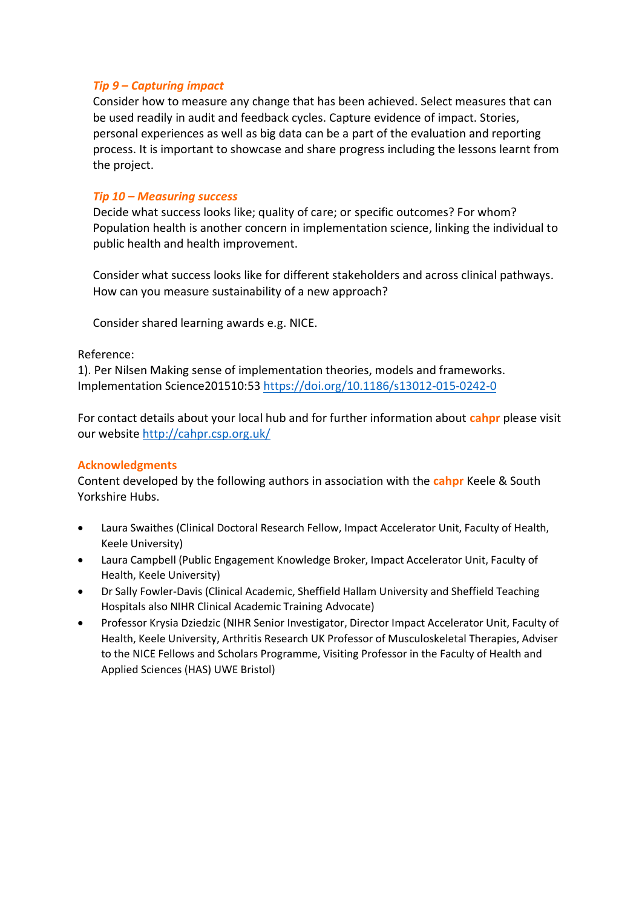### *Tip 9 – Capturing impact*

Consider how to measure any change that has been achieved. Select measures that can be used readily in audit and feedback cycles. Capture evidence of impact. Stories, personal experiences as well as big data can be a part of the evaluation and reporting process. It is important to showcase and share progress including the lessons learnt from the project.

### *Tip 10 – Measuring success*

Decide what success looks like; quality of care; or specific outcomes? For whom? Population health is another concern in implementation science, linking the individual to public health and health improvement.

Consider what success looks like for different stakeholders and across clinical pathways. How can you measure sustainability of a new approach?

Consider shared learning awards e.g. NICE.

Reference:
1). Per Nilsen Making sense of implementation theories, models and frameworks. Implementation Science201510:53 https://doi.org/10.1186/s13012-015-0242-0

For contact details about your local hub and for further information about **cahpr** please visit our website http://cahpr.csp.org.uk/

## Acknowledgments

Content developed by the following authors in association with the **cahpr** Keele & South Yorkshire Hubs.

- Laura Swaithes (Clinical Doctoral Research Fellow, Impact Accelerator Unit, Faculty of Health, Keele University)
- Laura Campbell (Public Engagement Knowledge Broker, Impact Accelerator Unit, Faculty of Health, Keele University)
- Dr Sally Fowler-Davis (Clinical Academic, Sheffield Hallam University and Sheffield Teaching Hospitals also NIHR Clinical Academic Training Advocate)
- Professor Krysia Dziedzic (NIHR Senior Investigator, Director Impact Accelerator Unit, Faculty of Health, Keele University, Arthritis Research UK Professor of Musculoskeletal Therapies, Adviser to the NICE Fellows and Scholars Programme, Visiting Professor in the Faculty of Health and Applied Sciences (HAS) UWE Bristol)